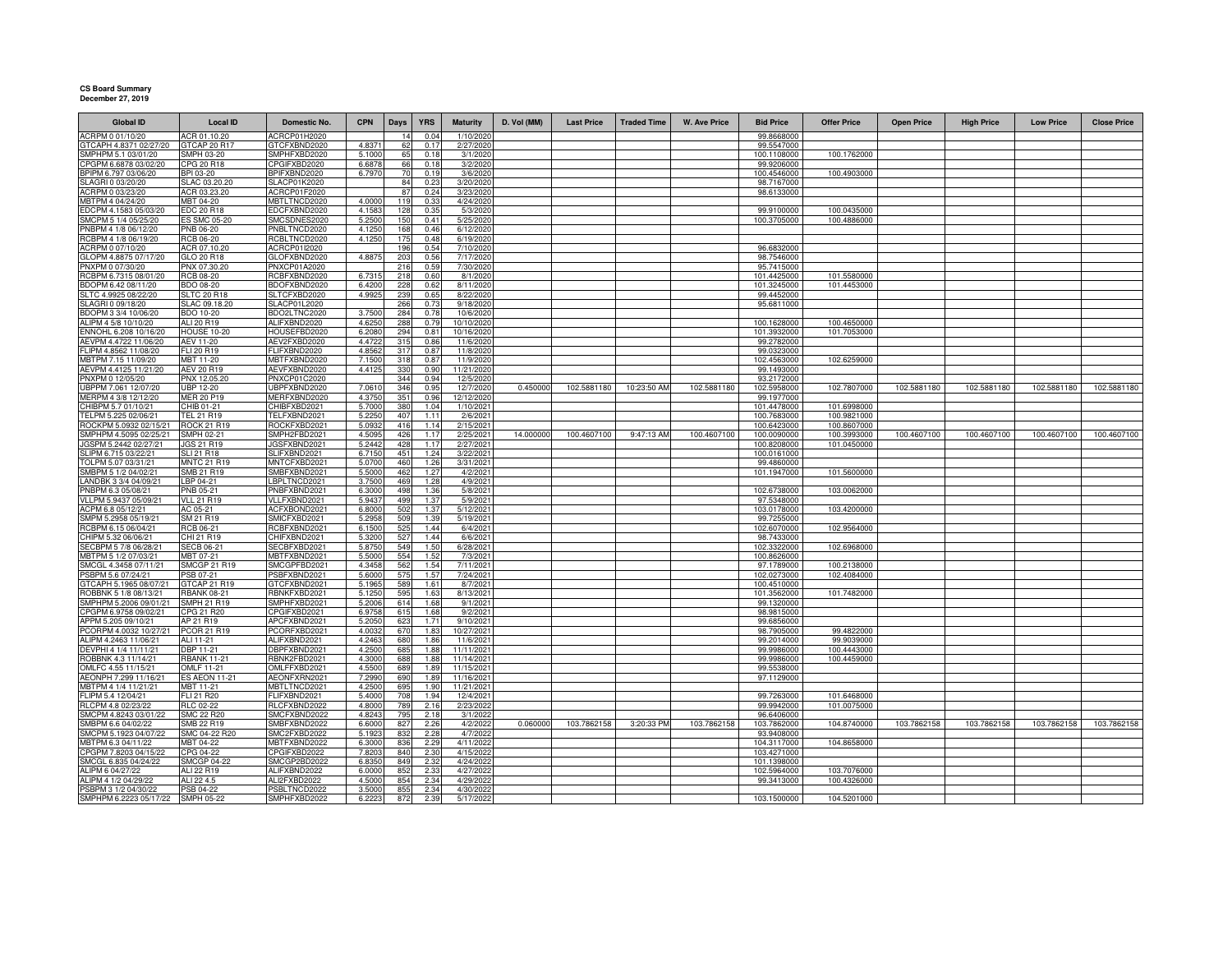**CS Board Summary**
**December 27, 2019**

| Global ID | Local ID | Domestic No. | CPN | Days | YRS | Maturity | D. Vol (MM) | Last Price | Traded Time | W. Ave Price | Bid Price | Offer Price | Open Price | High Price | Low Price | Close Price |
|---|---|---|---|---|---|---|---|---|---|---|---|---|---|---|---|---|
| ACRPM 0 01/10/20 | ACR 01.10.20 | ACRCP01H2020 | | 14 | 0.04 | 1/10/2020 | | | | | 99.8668000 | | | | | |
| GTCAPH 4.8371 02/27/20 | GTCAP 20 R17 | GTCFXBND2020 | 4.8371 | 62 | 0.17 | 2/27/2020 | | | | | 99.5547000 | | | | | |
| SMPHPM 5.1 03/01/20 | SMPH 03-20 | SMPHFXBD2020 | 5.1000 | 65 | 0.18 | 3/1/2020 | | | | | 100.1108000 | 100.1762000 | | | | |
| CPGPM 6.6878 03/02/20 | CPG 20 R18 | CPGIFXBD2020 | 6.6878 | 66 | 0.18 | 3/2/2020 | | | | | 99.9206000 | | | | | |
| BPIPM 6.797 03/06/20 | BPI 03-20 | BPIFXBND2020 | 6.7970 | 70 | 0.19 | 3/6/2020 | | | | | 100.4546000 | 100.4903000 | | | | |
| SLAGRI 0 03/20/20 | SLAC 03.20.20 | SLACP01K2020 | | 84 | 0.23 | 3/20/2020 | | | | | 98.7167000 | | | | | |
| ACRPM 0 03/23/20 | ACR 03.23.20 | ACRCP01F2020 | | 87 | 0.24 | 3/23/2020 | | | | | 98.6133000 | | | | | |
| MBTPM 4 04/24/20 | MBT 04-20 | MBTLTNCD2020 | 4.0000 | 119 | 0.33 | 4/24/2020 | | | | | | | | | | |
| EDCPM 4.1583 05/03/20 | EDC 20 R18 | EDCFXBND2020 | 4.1583 | 128 | 0.35 | 5/3/2020 | | | | | 99.9100000 | 100.0435000 | | | | |
| SMCPM 5 1/4 05/25/20 | ES SMC 05-20 | SMCSDNES2020 | 5.2500 | 150 | 0.41 | 5/25/2020 | | | | | 100.3705000 | 100.4886000 | | | | |
| PNBPM 4 1/8 06/12/20 | PNB 06-20 | PNBLTNCD2020 | 4.1250 | 168 | 0.46 | 6/12/2020 | | | | | | | | | | |
| RCBPM 4 1/8 06/19/20 | RCB 06-20 | RCBLTNCD2020 | 4.1250 | 175 | 0.48 | 6/19/2020 | | | | | | | | | | |
| ACRPM 0 07/10/20 | ACR 07.10.20 | ACRCP01I2020 | | 196 | 0.54 | 7/10/2020 | | | | | 96.6832000 | | | | | |
| GLOPM 4.8875 07/17/20 | GLO 20 R18 | GLOFXBND2020 | 4.8875 | 203 | 0.56 | 7/17/2020 | | | | | 98.7546000 | | | | | |
| PNXPM 0 07/30/20 | PNX 07.30.20 | PNXCP01A2020 | | 216 | 0.59 | 7/30/2020 | | | | | 95.7415000 | | | | | |
| RCBPM 6.7315 08/01/20 | RCB 08-20 | RCBFXBND2020 | 6.7315 | 218 | 0.60 | 8/1/2020 | | | | | 101.4425000 | 101.5580000 | | | | |
| BDOPM 6.42 08/11/20 | BDO 08-20 | BDOFXBND2020 | 6.4200 | 228 | 0.62 | 8/11/2020 | | | | | 101.3245000 | 101.4453000 | | | | |
| SLTC 4.9925 08/22/20 | SLTC 20 R18 | SLTCFXBD2020 | 4.9925 | 239 | 0.65 | 8/22/2020 | | | | | 99.4452000 | | | | | |
| SLAGRI 0 09/18/20 | SLAC 09.18.20 | SLACP01L2020 | | 266 | 0.73 | 9/18/2020 | | | | | 95.6811000 | | | | | |
| BDOPM 3 3/4 10/06/20 | BDO 10-20 | BDO2LTNC2020 | 3.7500 | 284 | 0.78 | 10/6/2020 | | | | | | | | | | |
| ALIPM 4 5/8 10/10/20 | ALI 20 R19 | ALIFXBND2020 | 4.6250 | 288 | 0.79 | 10/10/2020 | | | | | 100.1628000 | 100.4650000 | | | | |
| ENNOHL 6.208 10/16/20 | HOUSE 10-20 | HOUSEFBD2020 | 6.2080 | 294 | 0.81 | 10/16/2020 | | | | | 101.3932000 | 101.7053000 | | | | |
| AEVPM 4.4722 11/06/20 | AEV 11-20 | AEV2FXBD2020 | 4.4722 | 315 | 0.86 | 11/6/2020 | | | | | 99.2782000 | | | | | |
| FLIPM 4.8562 11/08/20 | FLI 20 R19 | FLIFXBND2020 | 4.8562 | 317 | 0.87 | 11/8/2020 | | | | | 99.0323000 | | | | | |
| MBTPM 7.15 11/09/20 | MBT 11-20 | MBTFXBND2020 | 7.1500 | 318 | 0.87 | 11/9/2020 | | | | | 102.4563000 | 102.6259000 | | | | |
| AEVPM 4.4125 11/21/20 | AEV 20 R19 | AEVFXBND2020 | 4.4125 | 330 | 0.90 | 11/21/2020 | | | | | 99.1493000 | | | | | |
| PNXPM 0 12/05/20 | PNX 12.05.20 | PNXCP01C2020 | | 344 | 0.94 | 12/5/2020 | | | | | 93.2172000 | | | | | |
| UBPPM 7.061 12/07/20 | UBP 12-20 | UBPFXBND2020 | 7.0610 | 346 | 0.95 | 12/7/2020 | 0.450000 | 102.5881180 | 10:23:50 AM | 102.5881180 | 102.5958000 | 102.7807000 | 102.5881180 | 102.5881180 | 102.5881180 | 102.5881180 |
| MERPM 4 3/8 12/12/20 | MER 20 P19 | MERFXBND2020 | 4.3750 | 351 | 0.96 | 12/12/2020 | | | | | 99.1977000 | | | | | |
| CHIBPM 5.7 01/10/21 | CHIB 01-21 | CHIBFXBD2021 | 5.7000 | 380 | 1.04 | 1/10/2021 | | | | | 101.4478000 | 101.6998000 | | | | |
| TELPM 5.225 02/06/21 | TEL 21 R19 | TELFXBND2021 | 5.2250 | 407 | 1.11 | 2/6/2021 | | | | | 100.7683000 | 100.9821000 | | | | |
| ROCKPM 5.0932 02/15/21 | ROCK 21 R19 | ROCKFXBD2021 | 5.0932 | 416 | 1.14 | 2/15/2021 | | | | | 100.6423000 | 100.8607000 | | | | |
| SMPHPM 4.5095 02/25/21 | SMPH 02-21 | SMPH2FBD2021 | 4.5095 | 426 | 1.17 | 2/25/2021 | 14.000000 | 100.4607100 | 9:47:13 AM | 100.4607100 | 100.0090000 | 100.3993000 | 100.4607100 | 100.4607100 | 100.4607100 | 100.4607100 |
| JGSPM 5.2442 02/27/21 | JGS 21 R19 | JGSFXBND2021 | 5.2442 | 428 | 1.17 | 2/27/2021 | | | | | 100.8208000 | 101.0450000 | | | | |
| SLIPM 6.715 03/22/21 | SLI 21 R18 | SLIFXBND2021 | 6.7150 | 451 | 1.24 | 3/22/2021 | | | | | 100.0161000 | | | | | |
| TOLPM 5.07 03/31/21 | MNTC 21 R19 | MNTCFXBD2021 | 5.0700 | 460 | 1.26 | 3/31/2021 | | | | | 99.4860000 | | | | | |
| SMBPM 5 1/2 04/02/21 | SMB 21 R19 | SMBFXBND2021 | 5.5000 | 462 | 1.27 | 4/2/2021 | | | | | 101.1947000 | 101.5600000 | | | | |
| LANDBK 3 3/4 04/09/21 | LBP 04-21 | LBPLTNCD2021 | 3.7500 | 469 | 1.28 | 4/9/2021 | | | | | | | | | | |
| PNBPM 6.3 05/08/21 | PNB 05-21 | PNBFXBND2021 | 6.3000 | 498 | 1.36 | 5/8/2021 | | | | | 102.6738000 | 103.0062000 | | | | |
| VLLPM 5.9437 05/09/21 | VLL 21 R19 | VLLFXBND2021 | 5.9437 | 499 | 1.37 | 5/9/2021 | | | | | 97.5348000 | | | | | |
| ACPM 6.8 05/12/21 | AC 05-21 | ACFXBOND2021 | 6.8000 | 502 | 1.37 | 5/12/2021 | | | | | 103.0178000 | 103.4200000 | | | | |
| SMPM 5.2958 05/19/21 | SM 21 R19 | SMICFXBD2021 | 5.2958 | 509 | 1.39 | 5/19/2021 | | | | | 99.7255000 | | | | | |
| RCBPM 6.15 06/04/21 | RCB 06-21 | RCBFXBND2021 | 6.1500 | 525 | 1.44 | 6/4/2021 | | | | | 102.6070000 | 102.9564000 | | | | |
| CHIPM 5.32 06/06/21 | CHI 21 R19 | CHIFXBND2021 | 5.3200 | 527 | 1.44 | 6/6/2021 | | | | | 98.7433000 | | | | | |
| SECBPM 5 7/8 06/28/21 | SECB 06-21 | SECBFXBD2021 | 5.8750 | 549 | 1.50 | 6/28/2021 | | | | | 102.3322000 | 102.6968000 | | | | |
| MBTPM 5 1/2 07/03/21 | MBT 07-21 | MBTFXBND2021 | 5.5000 | 554 | 1.52 | 7/3/2021 | | | | | 100.8626000 | | | | | |
| SMCGL 4.3458 07/11/21 | SMCGP 21 R19 | SMCGPFBD2021 | 4.3458 | 562 | 1.54 | 7/11/2021 | | | | | 97.1789000 | 100.2138000 | | | | |
| PSBPM 5.6 07/24/21 | PSB 07-21 | PSBFXBND2021 | 5.6000 | 575 | 1.57 | 7/24/2021 | | | | | 102.0273000 | 102.4084000 | | | | |
| GTCAPH 5.1965 08/07/21 | GTCAP 21 R19 | GTCFXBND2021 | 5.1965 | 589 | 1.61 | 8/7/2021 | | | | | 100.4510000 | | | | | |
| ROBBNK 5 1/8 08/13/21 | RBANK 08-21 | RBNKFXBD2021 | 5.1250 | 595 | 1.63 | 8/13/2021 | | | | | 101.3562000 | 101.7482000 | | | | |
| SMPHPM 5.2006 09/01/21 | SMPH 21 R19 | SMPHFXBD2021 | 5.2006 | 614 | 1.68 | 9/1/2021 | | | | | 99.1320000 | | | | | |
| CPGPM 6.9758 09/02/21 | CPG 21 R20 | CPGIFXBD2021 | 6.9758 | 615 | 1.68 | 9/2/2021 | | | | | 98.9815000 | | | | | |
| APPM 5.205 09/10/21 | AP 21 R19 | APCFXBND2021 | 5.2050 | 623 | 1.71 | 9/10/2021 | | | | | 99.6856000 | | | | | |
| PCORPM 4.0032 10/27/21 | PCOR 21 R19 | PCORFXBD2021 | 4.0032 | 670 | 1.83 | 10/27/2021 | | | | | 98.7905000 | 99.4822000 | | | | |
| ALIPM 4.2463 11/06/21 | ALI 11-21 | ALIFXBND2021 | 4.2463 | 680 | 1.86 | 11/6/2021 | | | | | 99.2014000 | 99.9039000 | | | | |
| DEVPHI 4 1/4 11/11/21 | DBP 11-21 | DBPFXBND2021 | 4.2500 | 685 | 1.88 | 11/11/2021 | | | | | 99.9986000 | 100.4443000 | | | | |
| ROBBNK 4.3 11/14/21 | RBANK 11-21 | RBNK2FBD2021 | 4.3000 | 688 | 1.88 | 11/14/2021 | | | | | 99.9986000 | 100.4459000 | | | | |
| OMLFC 4.55 11/15/21 | OMLF 11-21 | OMLFFXBD2021 | 4.5500 | 689 | 1.89 | 11/15/2021 | | | | | 99.5538000 | | | | | |
| AEONPH 7.299 11/16/21 | ES AEON 11-21 | AEONFXRN2021 | 7.2990 | 690 | 1.89 | 11/16/2021 | | | | | 97.1129000 | | | | | |
| MBTPM 4 1/4 11/21/21 | MBT 11-21 | MBTLTNCD2021 | 4.2500 | 695 | 1.90 | 11/21/2021 | | | | | | | | | | |
| FLIPM 5.4 12/04/21 | FLI 21 R20 | FLIFXBND2021 | 5.4000 | 708 | 1.94 | 12/4/2021 | | | | | 99.7263000 | 101.6468000 | | | | |
| RLCPM 4.8 02/23/22 | RLC 02-22 | RLCFXBND2022 | 4.8000 | 789 | 2.16 | 2/23/2022 | | | | | 99.9942000 | 101.0075000 | | | | |
| SMCPM 4.8243 03/01/22 | SMC 22 R20 | SMCFXBND2022 | 4.8243 | 795 | 2.18 | 3/1/2022 | | | | | 96.6406000 | | | | | |
| SMBPM 6.6 04/02/22 | SMB 22 R19 | SMBFXBND2022 | 6.6000 | 827 | 2.26 | 4/2/2022 | 0.060000 | 103.7862158 | 3:20:33 PM | 103.7862158 | 103.7862000 | 104.8740000 | 103.7862158 | 103.7862158 | 103.7862158 | 103.7862158 |
| SMCPM 5.1923 04/07/22 | SMC 04-22 R20 | SMC2FXBD2022 | 5.1923 | 832 | 2.28 | 4/7/2022 | | | | | 93.9408000 | | | | | |
| MBTPM 6.3 04/11/22 | MBT 04-22 | MBTFXBND2022 | 6.3000 | 836 | 2.29 | 4/11/2022 | | | | | 104.3117000 | 104.8658000 | | | | |
| CPGPM 7.8203 04/15/22 | CPG 04-22 | CPGIFXBD2022 | 7.8203 | 840 | 2.30 | 4/15/2022 | | | | | 103.4271000 | | | | | |
| SMCGL 6.835 04/24/22 | SMCGP 04-22 | SMCGP2BD2022 | 6.8350 | 849 | 2.32 | 4/24/2022 | | | | | 101.1398000 | | | | | |
| ALIPM 6 04/27/22 | ALI 22 R19 | ALIFXBND2022 | 6.0000 | 852 | 2.33 | 4/27/2022 | | | | | 102.5964000 | 103.7076000 | | | | |
| ALIPM 4 1/2 04/29/22 | ALI 22 4.5 | ALI2FXBD2022 | 4.5000 | 854 | 2.34 | 4/29/2022 | | | | | 99.3413000 | 100.4326000 | | | | |
| PSBPM 3 1/2 04/30/22 | PSB 04-22 | PSBLTNCD2022 | 3.5000 | 855 | 2.34 | 4/30/2022 | | | | | | | | | | |
| SMPHPM 6.2223 05/17/22 | SMPH 05-22 | SMPHFXBD2022 | 6.2223 | 872 | 2.39 | 5/17/2022 | | | | | 103.1500000 | 104.5201000 | | | | |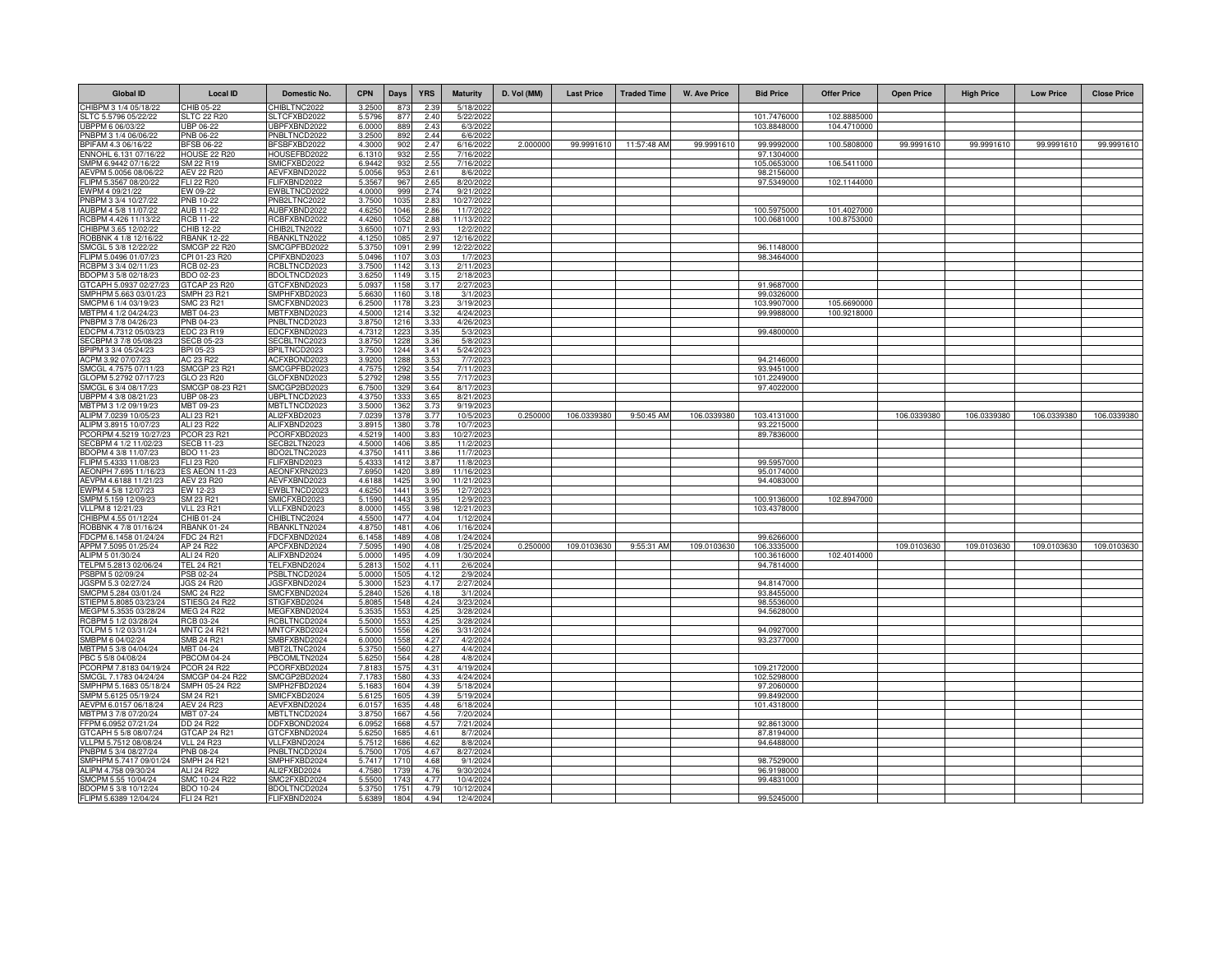| Global ID | Local ID | Domestic No. | CPN | Days | YRS | Maturity | D. Vol (MM) | Last Price | Traded Time | W. Ave Price | Bid Price | Offer Price | Open Price | High Price | Low Price | Close Price |
|---|---|---|---|---|---|---|---|---|---|---|---|---|---|---|---|---|
| CHIBPM 3 1/4 05/18/22 | CHIB 05-22 | CHIBLTNC2022 | 3.2500 | 873 | 2.39 | 5/18/2022 | | | | | | | | | | |
| SLTC 5.5796 05/22/22 | SLTC 22 R20 | SLTCFXBD2022 | 5.5796 | 877 | 2.40 | 5/22/2022 | | | | | 101.7476000 | 102.8885000 | | | | |
| UBPPM 6 06/03/22 | UBP 06-22 | UBPFXBND2022 | 6.0000 | 889 | 2.43 | 6/3/2022 | | | | | 103.8848000 | 104.4710000 | | | | |
| PNBPM 3 1/4 06/06/22 | PNB 06-22 | PNBLTNCD2022 | 3.2500 | 892 | 2.44 | 6/6/2022 | | | | | | | | | | |
| BPIFAM 4.3 06/16/22 | BFSB 06-22 | BFSBFXBD2022 | 4.3000 | 902 | 2.47 | 6/16/2022 | 2.000000 | 99.9991610 | 11:57:48 AM | 99.9991610 | 99.9992000 | 100.5808000 | 99.9991610 | 99.9991610 | 99.9991610 | 99.9991610 |
| ENNOHL 6.131 07/16/22 | HOUSE 22 R20 | HOUSEFBD2022 | 6.1310 | 932 | 2.55 | 7/16/2022 | | | | | 97.1304000 | | | | | |
| SMPM 6.9442 07/16/22 | SM 22 R19 | SMICFXBD2022 | 6.9442 | 932 | 2.55 | 7/16/2022 | | | | | 105.0653000 | 106.5411000 | | | | |
| AEVPM 5.0056 08/06/22 | AEV 22 R20 | AEVFXBND2022 | 5.0056 | 953 | 2.61 | 8/6/2022 | | | | | 98.2156000 | | | | | |
| FLIPM 5.3567 08/20/22 | FLI 22 R20 | FLIFXBND2022 | 5.3567 | 967 | 2.65 | 8/20/2022 | | | | | 97.5349000 | 102.1144000 | | | | |
| EWPM 4 09/21/22 | EW 09-22 | EWBLTNCD2022 | 4.0000 | 999 | 2.74 | 9/21/2022 | | | | | | | | | | |
| PNBPM 3 3/4 10/27/22 | PNB 10-22 | PNB2LTNC2022 | 3.7500 | 1035 | 2.83 | 10/27/2022 | | | | | | | | | | |
| AUBPM 4 5/8 11/07/22 | AUB 11-22 | AUBFXBND2022 | 4.6250 | 1046 | 2.86 | 11/7/2022 | | | | | 100.5975000 | 101.4027000 | | | | |
| RCBPM 4.426 11/13/22 | RCB 11-22 | RCBFXBND2022 | 4.4260 | 1052 | 2.88 | 11/13/2022 | | | | | 100.0681000 | 100.8753000 | | | | |
| CHIBPM 3.65 12/02/22 | CHIB 12-22 | CHIB2LTN2022 | 3.6500 | 1071 | 2.93 | 12/2/2022 | | | | | | | | | | |
| ROBBNK 4 1/8 12/16/22 | RBANK 12-22 | RBANKLTN2022 | 4.1250 | 1085 | 2.97 | 12/16/2022 | | | | | | | | | | |
| SMCGL 5 3/8 12/22/22 | SMCGP 22 R20 | SMCGPFBD2022 | 5.3750 | 1091 | 2.99 | 12/22/2022 | | | | | 96.1148000 | | | | | |
| FLIPM 5.0496 01/07/23 | CPI 01-23 R20 | CPIFXBND2023 | 5.0496 | 1107 | 3.03 | 1/7/2023 | | | | | 98.3464000 | | | | | |
| RCBPM 3 3/4 02/11/23 | RCB 02-23 | RCBLTNCD2023 | 3.7500 | 1142 | 3.13 | 2/11/2023 | | | | | | | | | | |
| BDOPM 3 5/8 02/18/23 | BDO 02-23 | BDOLTNCD2023 | 3.6250 | 1149 | 3.15 | 2/18/2023 | | | | | | | | | | |
| GTCAPH 5.0937 02/27/23 | GTCAP 23 R20 | GTCFXBND2023 | 5.0937 | 1158 | 3.17 | 2/27/2023 | | | | | 91.9687000 | | | | | |
| SMPHPM 5.663 03/01/23 | SMPH 23 R21 | SMPHFXBD2023 | 5.6630 | 1160 | 3.18 | 3/1/2023 | | | | | 99.0326000 | | | | | |
| SMCPM 6 1/4 03/19/23 | SMC 23 R21 | SMCFXBND2023 | 6.2500 | 1178 | 3.23 | 3/19/2023 | | | | | 103.9907000 | 105.6690000 | | | | |
| MBTPM 4 1/2 04/24/23 | MBT 04-23 | MBTFXBND2023 | 4.5000 | 1214 | 3.32 | 4/24/2023 | | | | | 99.9988000 | 100.9218000 | | | | |
| PNBPM 3 7/8 04/26/23 | PNB 04-23 | PNBLTNCD2023 | 3.8750 | 1216 | 3.33 | 4/26/2023 | | | | | | | | | | |
| EDCPM 4.7312 05/03/23 | EDC 23 R19 | EDCFXBND2023 | 4.7312 | 1223 | 3.35 | 5/3/2023 | | | | | 99.4800000 | | | | | |
| SECBPM 3 7/8 05/08/23 | SECB 05-23 | SECBLTNC2023 | 3.8750 | 1228 | 3.36 | 5/8/2023 | | | | | | | | | | |
| BPIPM 3 3/4 05/24/23 | BPI 05-23 | BPILTNCD2023 | 3.7500 | 1244 | 3.41 | 5/24/2023 | | | | | | | | | | |
| ACPM 3.92 07/07/23 | AC 23 R22 | ACFXBOND2023 | 3.9200 | 1288 | 3.53 | 7/7/2023 | | | | | 94.2146000 | | | | | |
| SMCGL 4.7575 07/11/23 | SMCGP 23 R21 | SMCGPFBD2023 | 4.7575 | 1292 | 3.54 | 7/11/2023 | | | | | 93.9451000 | | | | | |
| GLOPM 5.2792 07/17/23 | GLO 23 R20 | GLOFXBND2023 | 5.2792 | 1298 | 3.55 | 7/17/2023 | | | | | 101.2249000 | | | | | |
| SMCGL 6 3/4 08/17/23 | SMCGP 08-23 R21 | SMCGP2BD2023 | 6.7500 | 1329 | 3.64 | 8/17/2023 | | | | | 97.4022000 | | | | | |
| UBPPM 4 3/8 08/21/23 | UBP 08-23 | UBPLTNCD2023 | 4.3750 | 1333 | 3.65 | 8/21/2023 | | | | | | | | | | |
| MBTPM 3 1/2 09/19/23 | MBT 09-23 | MBTLTNCD2023 | 3.5000 | 1362 | 3.73 | 9/19/2023 | | | | | | | | | | |
| ALIPM 7.0239 10/05/23 | ALI 23 R21 | ALI2FXBD2023 | 7.0239 | 1378 | 3.77 | 10/5/2023 | 0.250000 | 106.0339380 | 9:50:45 AM | 106.0339380 | 103.4131000 | | 106.0339380 | 106.0339380 | 106.0339380 | 106.0339380 |
| ALIPM 3.8915 10/07/23 | ALI 23 R22 | ALIFXBND2023 | 3.8915 | 1380 | 3.78 | 10/7/2023 | | | | | 93.2215000 | | | | | |
| PCORPM 4.5219 10/27/23 | PCOR 23 R21 | PCORFXBD2023 | 4.5219 | 1400 | 3.83 | 10/27/2023 | | | | | 89.7836000 | | | | | |
| SECBPM 4 1/2 11/02/23 | SECB 11-23 | SECB2LTN2023 | 4.5000 | 1406 | 3.85 | 11/2/2023 | | | | | | | | | | |
| BDOPM 4 3/8 11/07/23 | BDO 11-23 | BDO2LTNC2023 | 4.3750 | 1411 | 3.86 | 11/7/2023 | | | | | | | | | | |
| FLIPM 5.4333 11/08/23 | FLI 23 R20 | FLIFXBND2023 | 5.4333 | 1412 | 3.87 | 11/8/2023 | | | | | 99.5957000 | | | | | |
| AEONPH 7.695 11/16/23 | ES AEON 11-23 | AEONFXRN2023 | 7.6950 | 1420 | 3.89 | 11/16/2023 | | | | | 95.0174000 | | | | | |
| AEVPM 4.6188 11/21/23 | AEV 23 R20 | AEVFXBND2023 | 4.6188 | 1425 | 3.90 | 11/21/2023 | | | | | 94.4083000 | | | | | |
| EWPM 4 5/8 12/07/23 | EW 12-23 | EWBLTNCD2023 | 4.6250 | 1441 | 3.95 | 12/7/2023 | | | | | | | | | | |
| SMPM 5.159 12/09/23 | SM 23 R21 | SMICFXBD2023 | 5.1590 | 1443 | 3.95 | 12/9/2023 | | | | | 100.9136000 | 102.8947000 | | | | |
| VLLPM 8 12/21/23 | VLL 23 R21 | VLLFXBND2023 | 8.0000 | 1455 | 3.98 | 12/21/2023 | | | | | 103.4378000 | | | | | |
| CHIBPM 4.55 01/12/24 | CHIB 01-24 | CHIBLTNC2024 | 4.5500 | 1477 | 4.04 | 1/12/2024 | | | | | | | | | | |
| ROBBNK 4 7/8 01/16/24 | RBANK 01-24 | RBANKLTN2024 | 4.8750 | 1481 | 4.06 | 1/16/2024 | | | | | | | | | | |
| FDCPM 6.1458 01/24/24 | FDC 24 R21 | FDCFXBND2024 | 6.1458 | 1489 | 4.08 | 1/24/2024 | | | | | 99.6266000 | | | | | |
| APPM 7.5095 01/25/24 | AP 24 R22 | APCFXBND2024 | 7.5095 | 1490 | 4.08 | 1/25/2024 | 0.250000 | 109.0103630 | 9:55:31 AM | 109.0103630 | 106.3335000 | | 109.0103630 | 109.0103630 | 109.0103630 | 109.0103630 |
| ALIPM 5 01/30/24 | ALI 24 R20 | ALIFXBND2024 | 5.0000 | 1495 | 4.09 | 1/30/2024 | | | | | 100.3616000 | 102.4014000 | | | | |
| TELPM 5.2813 02/06/24 | TEL 24 R21 | TELFXBND2024 | 5.2813 | 1502 | 4.11 | 2/6/2024 | | | | | 94.7814000 | | | | | |
| PSBPM 5 02/09/24 | PSB 02-24 | PSBLTNCD2024 | 5.0000 | 1505 | 4.12 | 2/9/2024 | | | | | | | | | | |
| JGSPM 5.3 02/27/24 | JGS 24 R20 | JGSFXBND2024 | 5.3000 | 1523 | 4.17 | 2/27/2024 | | | | | 94.8147000 | | | | | |
| SMCPM 5.284 03/01/24 | SMC 24 R22 | SMCFXBND2024 | 5.2840 | 1526 | 4.18 | 3/1/2024 | | | | | 93.8455000 | | | | | |
| STIEPM 5.8085 03/23/24 | STIESG 24 R22 | STIGFXBD2024 | 5.8085 | 1548 | 4.24 | 3/23/2024 | | | | | 98.5536000 | | | | | |
| MEGPM 5.3535 03/28/24 | MEG 24 R22 | MEGFXBND2024 | 5.3535 | 1553 | 4.25 | 3/28/2024 | | | | | 94.5628000 | | | | | |
| RCBPM 5 1/2 03/28/24 | RCB 03-24 | RCBLTNCD2024 | 5.5000 | 1553 | 4.25 | 3/28/2024 | | | | | | | | | | |
| TOLPM 5 1/2 03/31/24 | MNTC 24 R21 | MNTCFXBD2024 | 5.5000 | 1556 | 4.26 | 3/31/2024 | | | | | 94.0927000 | | | | | |
| SMBPM 6 04/02/24 | SMB 24 R21 | SMBFXBND2024 | 6.0000 | 1558 | 4.27 | 4/2/2024 | | | | | 93.2377000 | | | | | |
| MBTPM 5 3/8 04/04/24 | MBT 04-24 | MBT2LTNC2024 | 5.3750 | 1560 | 4.27 | 4/4/2024 | | | | | | | | | | |
| PBC 5 5/8 04/08/24 | PBCOM 04-24 | PBCOMLTN2024 | 5.6250 | 1564 | 4.28 | 4/8/2024 | | | | | | | | | | |
| PCORPM 7.8183 04/19/24 | PCOR 24 R22 | PCORFXBD2024 | 7.8183 | 1575 | 4.31 | 4/19/2024 | | | | | 109.2172000 | | | | | |
| SMCGL 7.1783 04/24/24 | SMCGP 04-24 R22 | SMCGP2BD2024 | 7.1783 | 1580 | 4.33 | 4/24/2024 | | | | | 102.5298000 | | | | | |
| SMPHPM 5.1683 05/18/24 | SMPH 05-24 R22 | SMPH2FBD2024 | 5.1683 | 1604 | 4.39 | 5/18/2024 | | | | | 97.2060000 | | | | | |
| SMPM 5.6125 05/19/24 | SM 24 R21 | SMICFXBD2024 | 5.6125 | 1605 | 4.39 | 5/19/2024 | | | | | 99.8492000 | | | | | |
| AEVPM 6.0157 06/18/24 | AEV 24 R23 | AEVFXBND2024 | 6.0157 | 1635 | 4.48 | 6/18/2024 | | | | | 101.4318000 | | | | | |
| MBTPM 3 7/8 07/20/24 | MBT 07-24 | MBTLTNCD2024 | 3.8750 | 1667 | 4.56 | 7/20/2024 | | | | | | | | | | |
| FFPM 6.0952 07/21/24 | DD 24 R22 | DDFXBOND2024 | 6.0952 | 1668 | 4.57 | 7/21/2024 | | | | | 92.8613000 | | | | | |
| GTCAPH 5 5/8 08/07/24 | GTCAP 24 R21 | GTCFXBND2024 | 5.6250 | 1685 | 4.61 | 8/7/2024 | | | | | 87.8194000 | | | | | |
| VLLPM 5.7512 08/08/24 | VLL 24 R23 | VLLFXBND2024 | 5.7512 | 1686 | 4.62 | 8/8/2024 | | | | | 94.6488000 | | | | | |
| PNBPM 5 3/4 08/27/24 | PNB 08-24 | PNBLTNCD2024 | 5.7500 | 1705 | 4.67 | 8/27/2024 | | | | | | | | | | |
| SMPHPM 5.7417 09/01/24 | SMPH 24 R21 | SMPHFXBD2024 | 5.7417 | 1710 | 4.68 | 9/1/2024 | | | | | 98.7529000 | | | | | |
| ALIPM 4.758 09/30/24 | ALI 24 R22 | ALI2FXBD2024 | 4.7580 | 1739 | 4.76 | 9/30/2024 | | | | | 96.9198000 | | | | | |
| SMCPM 5.55 10/04/24 | SMC 10-24 R22 | SMC2FXBD2024 | 5.5500 | 1743 | 4.77 | 10/4/2024 | | | | | 99.4831000 | | | | | |
| BDOPM 5 3/8 10/12/24 | BDO 10-24 | BDOLTNCD2024 | 5.3750 | 1751 | 4.79 | 10/12/2024 | | | | | | | | | | |
| FLIPM 5.6389 12/04/24 | FLI 24 R21 | FLIFXBND2024 | 5.6389 | 1804 | 4.94 | 12/4/2024 | | | | | 99.5245000 | | | | | |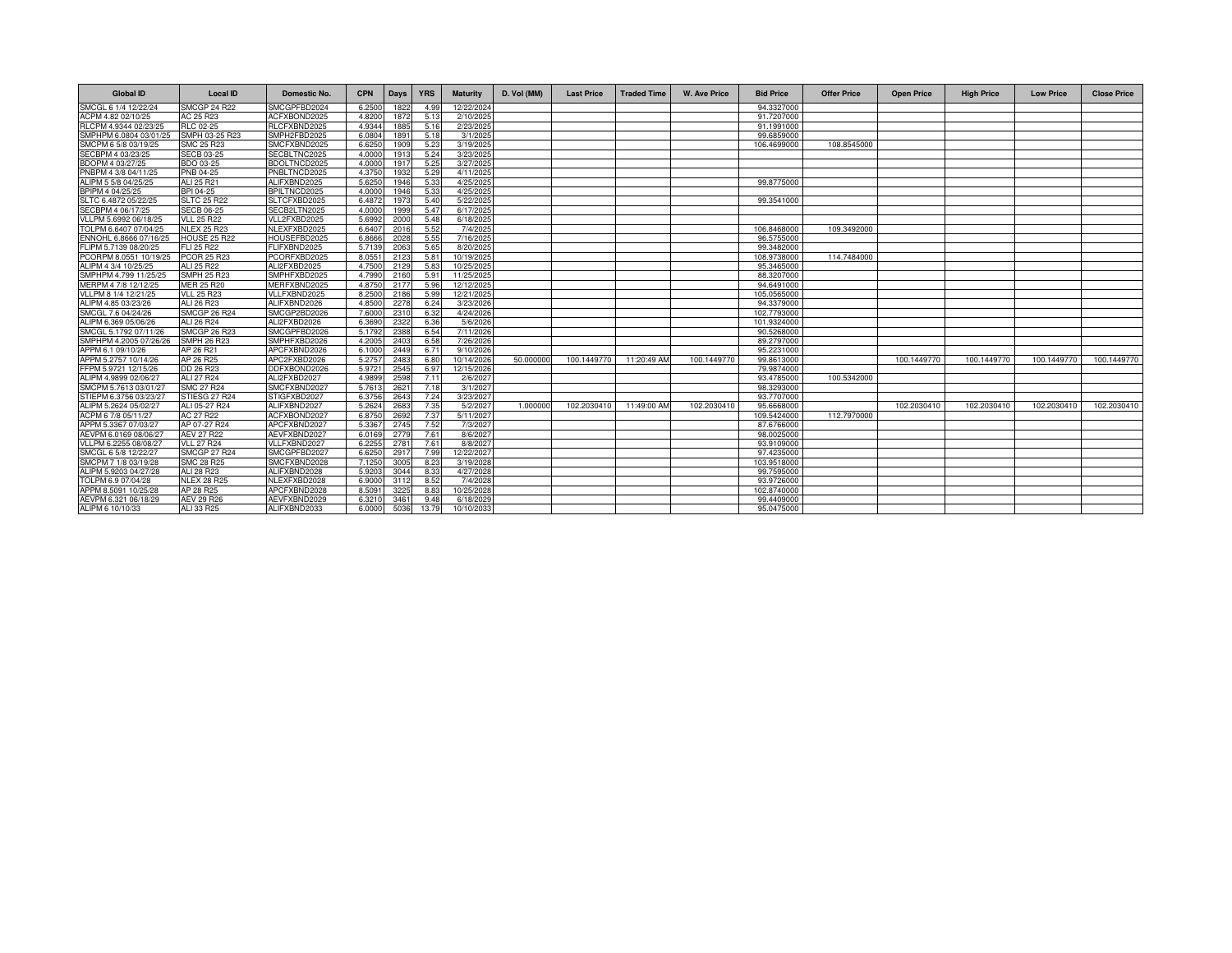| Global ID | Local ID | Domestic No. | CPN | Days | YRS | Maturity | D. Vol (MM) | Last Price | Traded Time | W. Ave Price | Bid Price | Offer Price | Open Price | High Price | Low Price | Close Price |
|---|---|---|---|---|---|---|---|---|---|---|---|---|---|---|---|---|
| SMCGL 6 1/4 12/22/24 | SMCGP 24 R22 | SMCGPFBD2024 | 6.2500 | 1822 | 4.99 | 12/22/2024 | | | | | 94.3327000 | | | | | |
| ACPM 4.82 02/10/25 | AC 25 R23 | ACFXBOND2025 | 4.8200 | 1872 | 5.13 | 2/10/2025 | | | | | 91.7207000 | | | | | |
| RLCPM 4.9344 02/23/25 | RLC 02-25 | RLCFXBND2025 | 4.9344 | 1885 | 5.16 | 2/23/2025 | | | | | 91.1991000 | | | | | |
| SMPHPM 6.0804 03/01/25 | SMPH 03-25 R23 | SMPH2FBD2025 | 6.0804 | 1891 | 5.18 | 3/1/2025 | | | | | 99.6859000 | | | | | |
| SMCPM 6 5/8 03/19/25 | SMC 25 R23 | SMCFXBND2025 | 6.6250 | 1909 | 5.23 | 3/19/2025 | | | | | 106.4699000 | 108.8545000 | | | | |
| SECBPM 4 03/23/25 | SECB 03-25 | SECBLTNC2025 | 4.0000 | 1913 | 5.24 | 3/23/2025 | | | | | | | | | | |
| BDOPM 4 03/27/25 | BDO 03-25 | BDOLTNCD2025 | 4.0000 | 1917 | 5.25 | 3/27/2025 | | | | | | | | | | |
| PNBPM 4 3/8 04/11/25 | PNB 04-25 | PNBLTNCD2025 | 4.3750 | 1932 | 5.29 | 4/11/2025 | | | | | | | | | | |
| ALIPM 5 5/8 04/25/25 | ALI 25 R21 | ALIFXBND2025 | 5.6250 | 1946 | 5.33 | 4/25/2025 | | | | | 99.8775000 | | | | | |
| BPIPM 4 04/25/25 | BPI 04-25 | BPILTNCD2025 | 4.0000 | 1946 | 5.33 | 4/25/2025 | | | | | | | | | | |
| SLTC 6.4872 05/22/25 | SLTC 25 R22 | SLTCFXBD2025 | 6.4872 | 1973 | 5.40 | 5/22/2025 | | | | | 99.3541000 | | | | | |
| SECBPM 4 06/17/25 | SECB 06-25 | SECB2LTN2025 | 4.0000 | 1999 | 5.47 | 6/17/2025 | | | | | | | | | | |
| VLLPM 5.6992 06/18/25 | VLL 25 R22 | VLL2FXBD2025 | 5.6992 | 2000 | 5.48 | 6/18/2025 | | | | | | | | | | |
| TOLPM 6.6407 07/04/25 | NLEX 25 R23 | NLEXFXBD2025 | 6.6407 | 2016 | 5.52 | 7/4/2025 | | | | | 106.8468000 | 109.3492000 | | | | |
| ENNOHL 6.8666 07/16/25 | HOUSE 25 R22 | HOUSEFBD2025 | 6.8666 | 2028 | 5.55 | 7/16/2025 | | | | | 96.5755000 | | | | | |
| FLIPM 5.7139 08/20/25 | FLI 25 R22 | FLIFXBND2025 | 5.7139 | 2063 | 5.65 | 8/20/2025 | | | | | 99.3482000 | | | | | |
| PCORPM 8.0551 10/19/25 | PCOR 25 R23 | PCORFXBD2025 | 8.0551 | 2123 | 5.81 | 10/19/2025 | | | | | 108.9738000 | 114.7484000 | | | | |
| ALIPM 4 3/4 10/25/25 | ALI 25 R22 | ALI2FXBD2025 | 4.7500 | 2129 | 5.83 | 10/25/2025 | | | | | 95.3465000 | | | | | |
| SMPHPM 4.799 11/25/25 | SMPH 25 R23 | SMPHFXBD2025 | 4.7990 | 2160 | 5.91 | 11/25/2025 | | | | | 88.3207000 | | | | | |
| MERPM 4 7/8 12/12/25 | MER 25 R20 | MERFXBND2025 | 4.8750 | 2177 | 5.96 | 12/12/2025 | | | | | 94.6491000 | | | | | |
| VLLPM 8 1/4 12/21/25 | VLL 25 R23 | VLLFXBND2025 | 8.2500 | 2186 | 5.99 | 12/21/2025 | | | | | 105.0565000 | | | | | |
| ALIPM 4.85 03/23/26 | ALI 26 R23 | ALIFXBND2026 | 4.8500 | 2278 | 6.24 | 3/23/2026 | | | | | 94.3379000 | | | | | |
| SMCGL 7.6 04/24/26 | SMCGP 26 R24 | SMCGP2BD2026 | 7.6000 | 2310 | 6.32 | 4/24/2026 | | | | | 102.7793000 | | | | | |
| ALIPM 6.369 05/06/26 | ALI 26 R24 | ALI2FXBD2026 | 6.3690 | 2322 | 6.36 | 5/6/2026 | | | | | 101.9324000 | | | | | |
| SMCGL 5.1792 07/11/26 | SMCGP 26 R23 | SMCGPFBD2026 | 5.1792 | 2388 | 6.54 | 7/11/2026 | | | | | 90.5268000 | | | | | |
| SMPHPM 4.2005 07/26/26 | SMPH 26 R23 | SMPHFXBD2026 | 4.2005 | 2403 | 6.58 | 7/26/2026 | | | | | 89.2797000 | | | | | |
| APPM 6.1 09/10/26 | AP 26 R21 | APCFXBND2026 | 6.1000 | 2449 | 6.71 | 9/10/2026 | | | | | 95.2231000 | | | | | |
| APPM 5.2757 10/14/26 | AP 26 R25 | APC2FXBD2026 | 5.2757 | 2483 | 6.80 | 10/14/2026 | 50.000000 | 100.1449770 | 11:20:49 AM | 100.1449770 | 99.8613000 | | 100.1449770 | 100.1449770 | 100.1449770 | 100.1449770 |
| FFPM 5.9721 12/15/26 | DD 26 R23 | DDFXBOND2026 | 5.9721 | 2545 | 6.97 | 12/15/2026 | | | | | 79.9874000 | | | | | |
| ALIPM 4.9899 02/06/27 | ALI 27 R24 | ALI2FXBD2027 | 4.9899 | 2598 | 7.11 | 2/6/2027 | | | | | 93.4785000 | 100.5342000 | | | | |
| SMCPM 5.7613 03/01/27 | SMC 27 R24 | SMCFXBND2027 | 5.7613 | 2621 | 7.18 | 3/1/2027 | | | | | 98.3293000 | | | | | |
| STIEPM 6.3756 03/23/27 | STIESG 27 R24 | STIGFXBD2027 | 6.3756 | 2643 | 7.24 | 3/23/2027 | | | | | 93.7707000 | | | | | |
| ALIPM 5.2624 05/02/27 | ALI 05-27 R24 | ALIFXBND2027 | 5.2624 | 2683 | 7.35 | 5/2/2027 | 1.000000 | 102.2030410 | 11:49:00 AM | 102.2030410 | 95.6668000 | | 102.2030410 | 102.2030410 | 102.2030410 | 102.2030410 |
| ACPM 6 7/8 05/11/27 | AC 27 R22 | ACFXBOND2027 | 6.8750 | 2692 | 7.37 | 5/11/2027 | | | | | 109.5424000 | 112.7970000 | | | | |
| APPM 5.3367 07/03/27 | AP 07-27 R24 | APCFXBND2027 | 5.3367 | 2745 | 7.52 | 7/3/2027 | | | | | 87.6766000 | | | | | |
| AEVPM 6.0169 08/06/27 | AEV 27 R22 | AEVFXBND2027 | 6.0169 | 2779 | 7.61 | 8/6/2027 | | | | | 98.0025000 | | | | | |
| VLLPM 6.2255 08/08/27 | VLL 27 R24 | VLLFXBND2027 | 6.2255 | 2781 | 7.61 | 8/8/2027 | | | | | 93.9109000 | | | | | |
| SMCGL 6 5/8 12/22/27 | SMCGP 27 R24 | SMCGPFBD2027 | 6.6250 | 2917 | 7.99 | 12/22/2027 | | | | | 97.4235000 | | | | | |
| SMCPM 7 1/8 03/19/28 | SMC 28 R25 | SMCFXBND2028 | 7.1250 | 3005 | 8.23 | 3/19/2028 | | | | | 103.9518000 | | | | | |
| ALIPM 5.9203 04/27/28 | ALI 28 R23 | ALIFXBND2028 | 5.9203 | 3044 | 8.33 | 4/27/2028 | | | | | 99.7595000 | | | | | |
| TOLPM 6.9 07/04/28 | NLEX 28 R25 | NLEXFXBD2028 | 6.9000 | 3112 | 8.52 | 7/4/2028 | | | | | 93.9726000 | | | | | |
| APPM 8.5091 10/25/28 | AP 28 R25 | APCFXBND2028 | 8.5091 | 3225 | 8.83 | 10/25/2028 | | | | | 102.8740000 | | | | | |
| AEVPM 6.321 06/18/29 | AEV 29 R26 | AEVFXBND2029 | 6.3210 | 3461 | 9.48 | 6/18/2029 | | | | | 99.4409000 | | | | | |
| ALIPM 6 10/10/33 | ALI 33 R25 | ALIFXBND2033 | 6.0000 | 5036 | 13.79 | 10/10/2033 | | | | | 95.0475000 | | | | | |